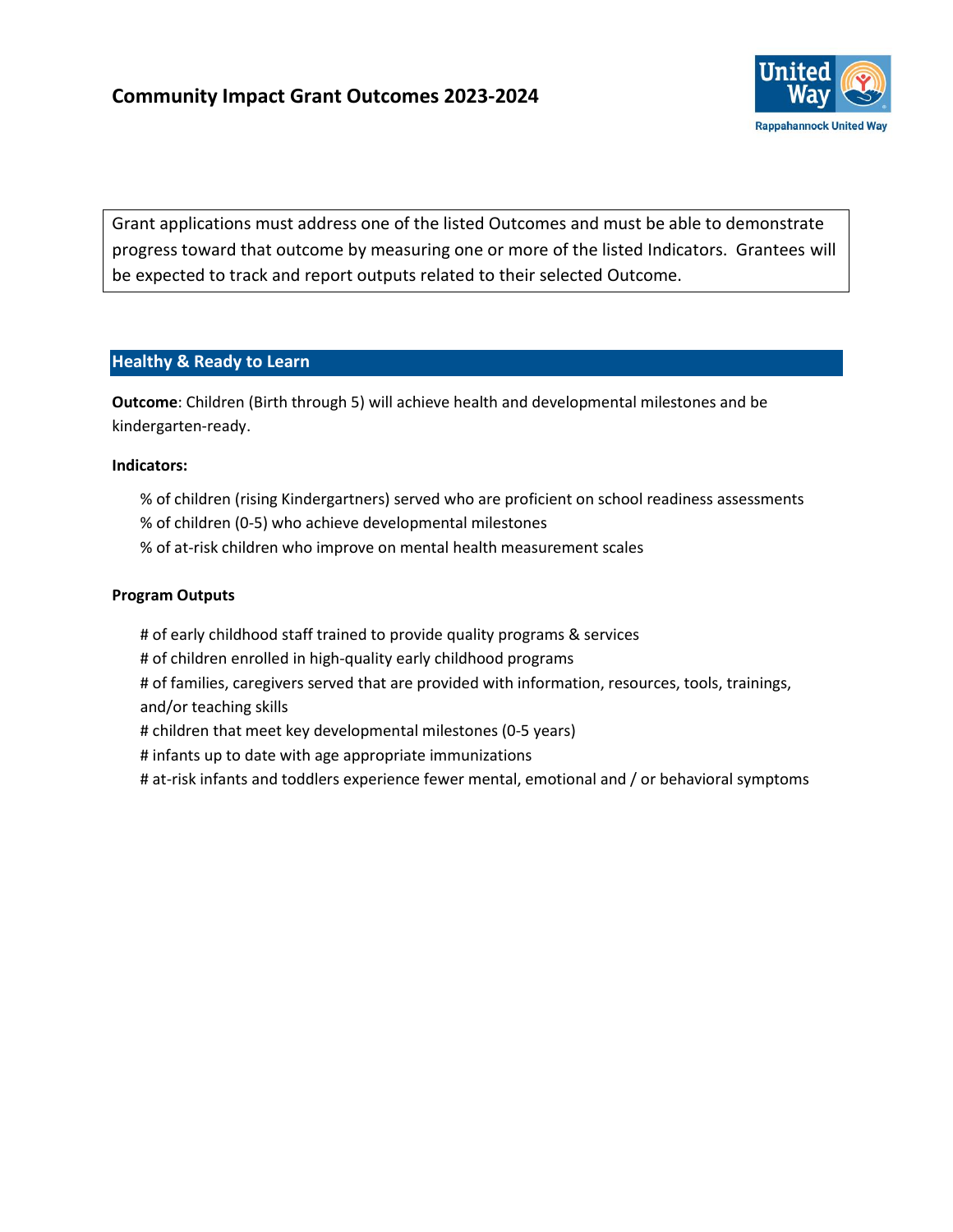# Community Impact Grant Outcomes 2023-2024

Rappahannock United Way

Grant applications must address one of the listed Outcomes and must be able to demonstrate progress toward that outcome by measuring one or more of the listed Indicators. Grantees will be expected to track and report outputs related to their selected Outcome.

## Healthy & Ready to Learn

**Outcome**: Children (Birth through 5) will achieve health and developmental milestones and be kindergarten-ready.

**Indicators:**

- % of children (rising Kindergartners) served who are proficient on school readiness assessments
- % of children (0-5) who achieve developmental milestones
- % of at-risk children who improve on mental health measurement scales

**Program Outputs**

- # of early childhood staff trained to provide quality programs & services
- # of children enrolled in high-quality early childhood programs
- # of families, caregivers served that are provided with information, resources, tools, trainings, and/or teaching skills
- # children that meet key developmental milestones (0-5 years)
- # infants up to date with age appropriate immunizations
- # at-risk infants and toddlers experience fewer mental, emotional and / or behavioral symptoms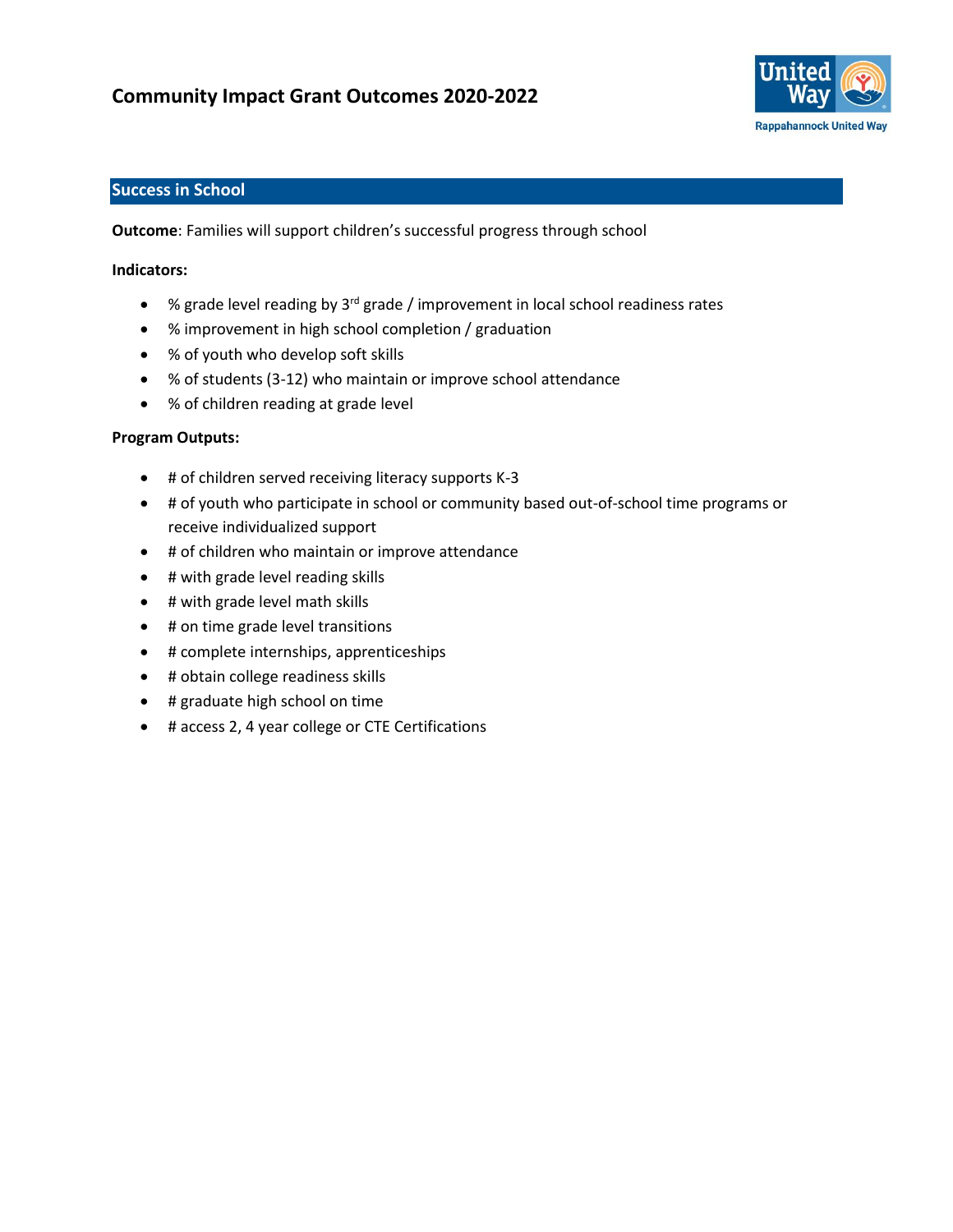# Community Impact Grant Outcomes 2020-2022

## Success in School

**Outcome**: Families will support children's successful progress through school

**Indicators:**

- % grade level reading by 3rd grade / improvement in local school readiness rates
- % improvement in high school completion / graduation
- % of youth who develop soft skills
- % of students (3-12) who maintain or improve school attendance
- % of children reading at grade level

**Program Outputs:**

- # of children served receiving literacy supports K-3
- # of youth who participate in school or community based out-of-school time programs or receive individualized support
- # of children who maintain or improve attendance
- # with grade level reading skills
- # with grade level math skills
- # on time grade level transitions
- # complete internships, apprenticeships
- # obtain college readiness skills
- # graduate high school on time
- # access 2, 4 year college or CTE Certifications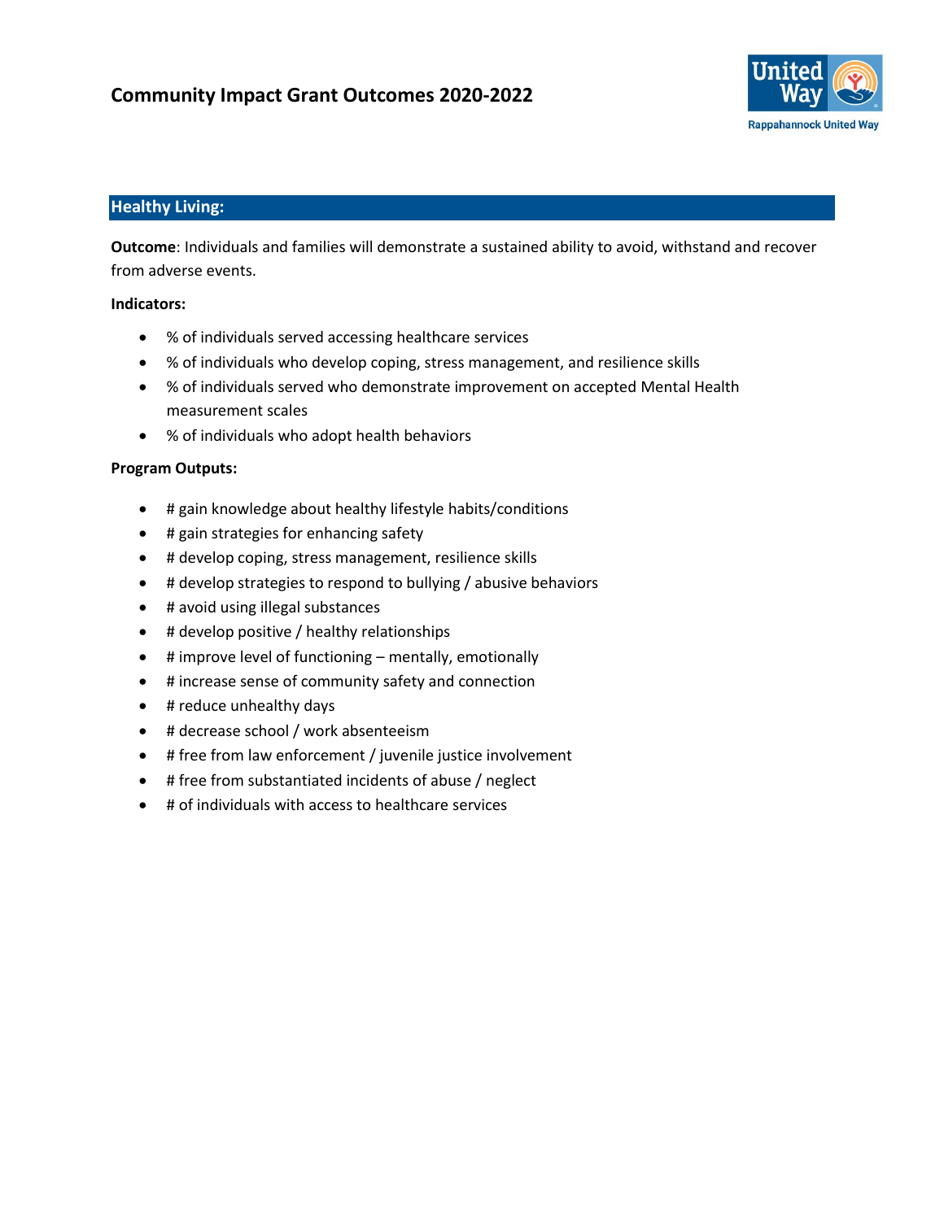# Community Impact Grant Outcomes 2020-2022

## Healthy Living:

**Outcome**: Individuals and families will demonstrate a sustained ability to avoid, withstand and recover from adverse events.

**Indicators:**

- % of individuals served accessing healthcare services
- % of individuals who develop coping, stress management, and resilience skills
- % of individuals served who demonstrate improvement on accepted Mental Health measurement scales
- % of individuals who adopt health behaviors

**Program Outputs:**

- # gain knowledge about healthy lifestyle habits/conditions
- # gain strategies for enhancing safety
- # develop coping, stress management, resilience skills
- # develop strategies to respond to bullying / abusive behaviors
- # avoid using illegal substances
- # develop positive / healthy relationships
- # improve level of functioning – mentally, emotionally
- # increase sense of community safety and connection
- # reduce unhealthy days
- # decrease school / work absenteeism
- # free from law enforcement / juvenile justice involvement
- # free from substantiated incidents of abuse / neglect
- # of individuals with access to healthcare services